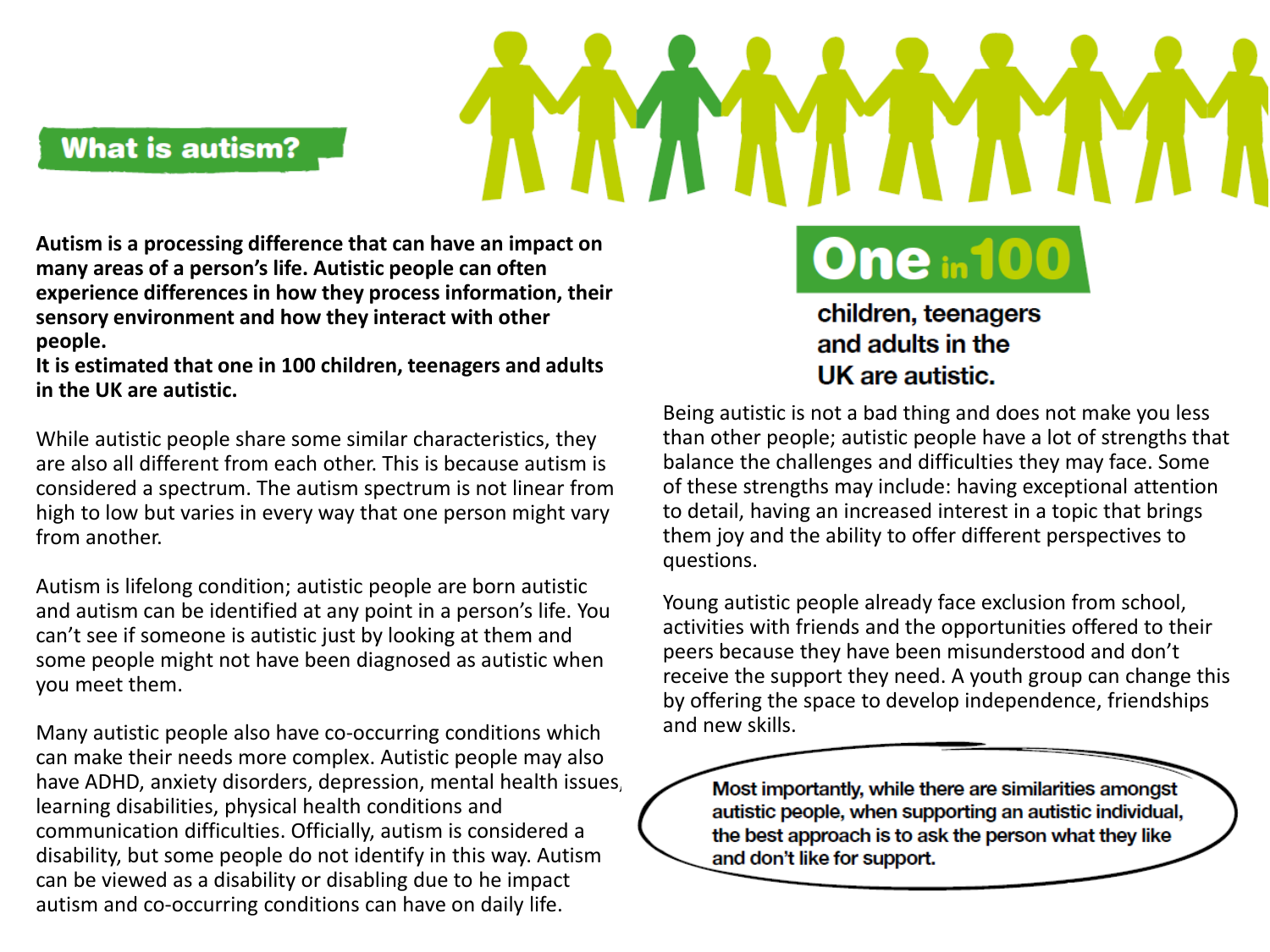## What is autism?

**Autism is a processing difference that can have an impact on many areas of a person's life. Autistic people can often experience differences in how they process information, their sensory environment and how they interact with other people.**
**It is estimated that one in 100 children, teenagers and adults in the UK are autistic.**

While autistic people share some similar characteristics, they are also all different from each other. This is because autism is considered a spectrum. The autism spectrum is not linear from high to low but varies in every way that one person might vary from another.

Autism is lifelong condition; autistic people are born autistic and autism can be identified at any point in a person's life. You can't see if someone is autistic just by looking at them and some people might not have been diagnosed as autistic when you meet them.

Many autistic people also have co-occurring conditions which can make their needs more complex. Autistic people may also have ADHD, anxiety disorders, depression, mental health issues, learning disabilities, physical health conditions and communication difficulties. Officially, autism is considered a disability, but some people do not identify in this way. Autism can be viewed as a disability or disabling due to he impact autism and co-occurring conditions can have on daily life.

**One in 100**

**children, teenagers and adults in the UK are autistic.**

Being autistic is not a bad thing and does not make you less than other people; autistic people have a lot of strengths that balance the challenges and difficulties they may face. Some of these strengths may include: having exceptional attention to detail, having an increased interest in a topic that brings them joy and the ability to offer different perspectives to questions.

Young autistic people already face exclusion from school, activities with friends and the opportunities offered to their peers because they have been misunderstood and don't receive the support they need. A youth group can change this by offering the space to develop independence, friendships and new skills.

**Most importantly, while there are similarities amongst autistic people, when supporting an autistic individual, the best approach is to ask the person what they like and don't like for support.**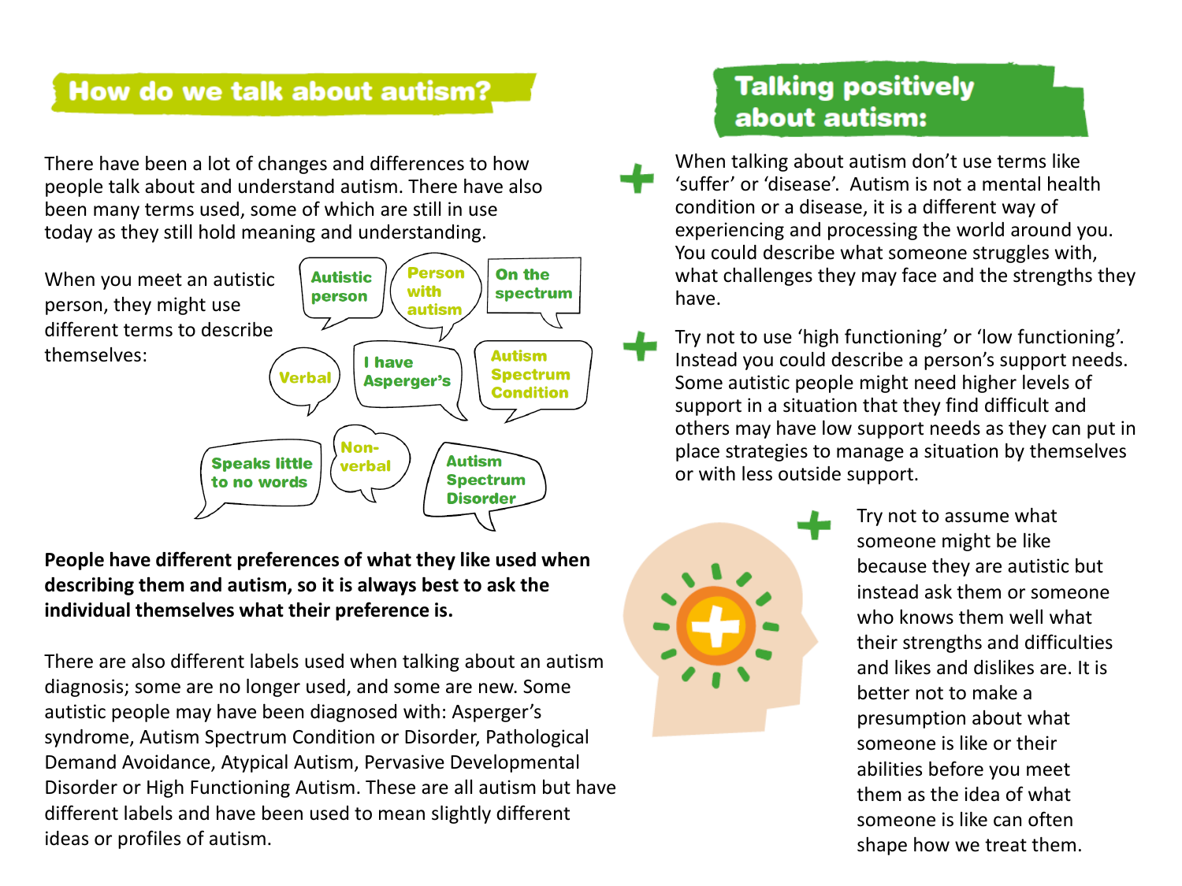## How do we talk about autism?

There have been a lot of changes and differences to how people talk about and understand autism. There have also been many terms used, some of which are still in use today as they still hold meaning and understanding.

When you meet an autistic person, they might use different terms to describe themselves:

- Autistic person
- Person with autism
- On the spectrum
- Verbal
- I have Asperger's
- Autism Spectrum Condition
- Speaks little to no words
- Non-verbal
- Autism Spectrum Disorder

**People have different preferences of what they like used when describing them and autism, so it is always best to ask the individual themselves what their preference is.**

There are also different labels used when talking about an autism diagnosis; some are no longer used, and some are new. Some autistic people may have been diagnosed with: Asperger's syndrome, Autism Spectrum Condition or Disorder, Pathological Demand Avoidance, Atypical Autism, Pervasive Developmental Disorder or High Functioning Autism. These are all autism but have different labels and have been used to mean slightly different ideas or profiles of autism.

## Talking positively about autism:

+ When talking about autism don't use terms like 'suffer' or 'disease'. Autism is not a mental health condition or a disease, it is a different way of experiencing and processing the world around you. You could describe what someone struggles with, what challenges they may face and the strengths they have.

+ Try not to use 'high functioning' or 'low functioning'. Instead you could describe a person's support needs. Some autistic people might need higher levels of support in a situation that they find difficult and others may have low support needs as they can put in place strategies to manage a situation by themselves or with less outside support.

+ Try not to assume what someone might be like because they are autistic but instead ask them or someone who knows them well what their strengths and difficulties and likes and dislikes are. It is better not to make a presumption about what someone is like or their abilities before you meet them as the idea of what someone is like can often shape how we treat them.